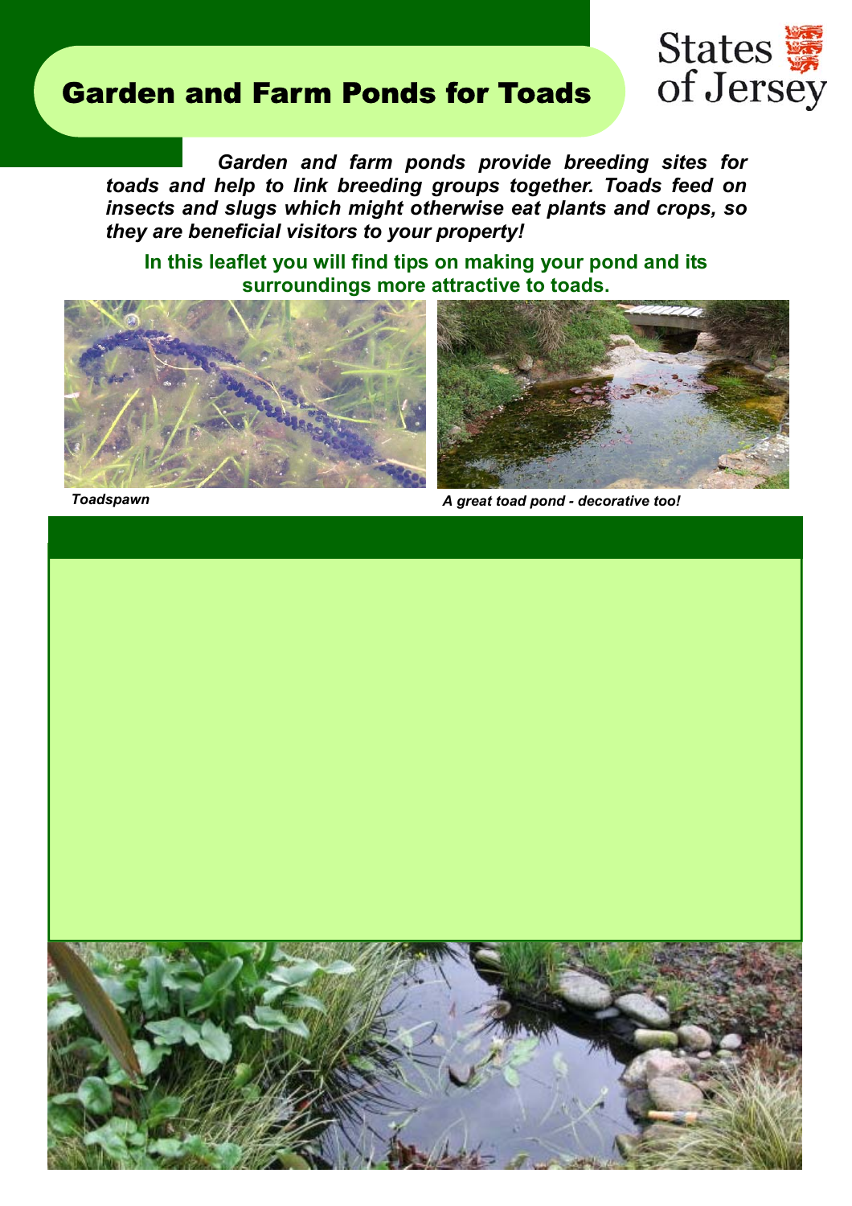# Garden and Farm Ponds for Toads

States of Jersey

***Garden and farm ponds provide breeding sites for toads and help to link breeding groups together. Toads feed on insects and slugs which might otherwise eat plants and crops, so they are beneficial visitors to your property!***

**In this leaflet you will find tips on making your pond and its surroundings more attractive to toads.**

***Toadspawn***

***A great toad pond - decorative too!***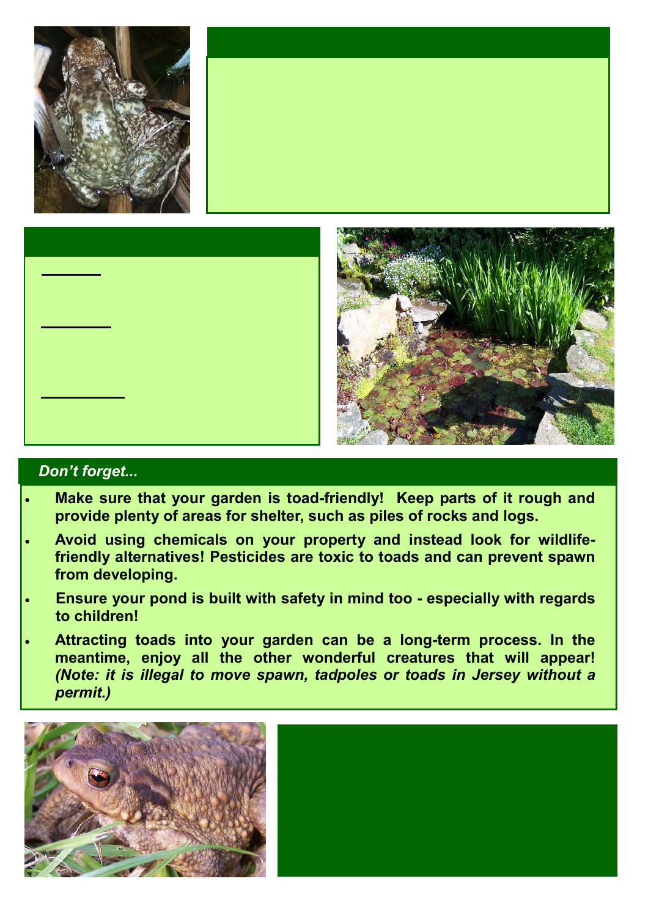*Don't forget...*

- **Make sure that your garden is toad-friendly! Keep parts of it rough and provide plenty of areas for shelter, such as piles of rocks and logs.**
- **Avoid using chemicals on your property and instead look for wildlife-friendly alternatives! Pesticides are toxic to toads and can prevent spawn from developing.**
- **Ensure your pond is built with safety in mind too - especially with regards to children!**
- **Attracting toads into your garden can be a long-term process. In the meantime, enjoy all the other wonderful creatures that will appear!** ***(Note: it is illegal to move spawn, tadpoles or toads in Jersey without a permit.)***